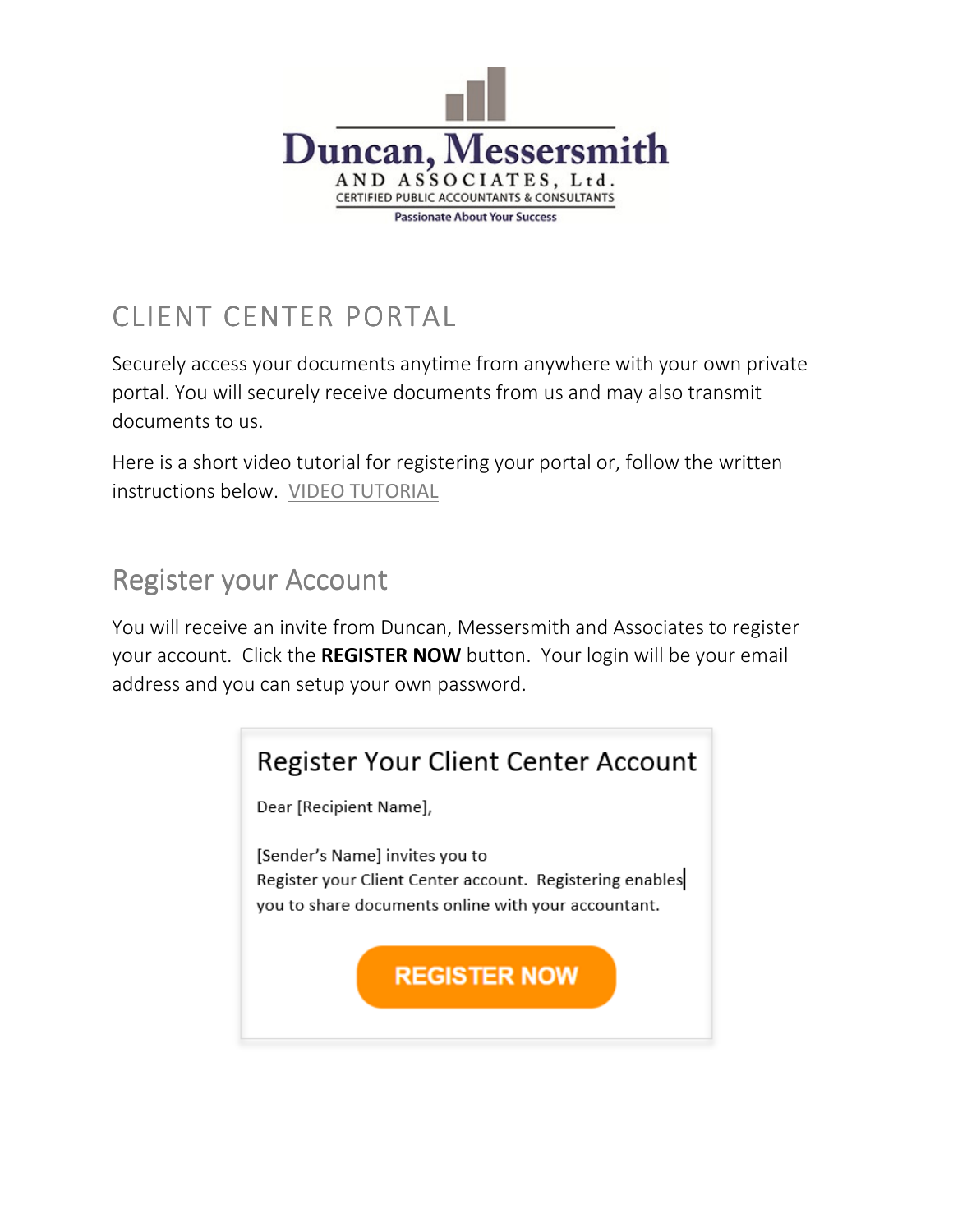Duncan, Messersmith AND ASSOCIATES, Ltd.
CERTIFIED PUBLIC ACCOUNTANTS & CONSULTANTS
Passionate About Your Success

# CLIENT CENTER PORTAL

Securely access your documents anytime from anywhere with your own private portal. You will securely receive documents from us and may also transmit documents to us.

Here is a short video tutorial for registering your portal or, follow the written instructions below. VIDEO TUTORIAL

## Register your Account

You will receive an invite from Duncan, Messersmith and Associates to register your account. Click the **REGISTER NOW** button. Your login will be your email address and you can setup your own password.

Register Your Client Center Account

Dear [Recipient Name],

[Sender's Name] invites you to
Register your Client Center account. Registering enables you to share documents online with your accountant.

REGISTER NOW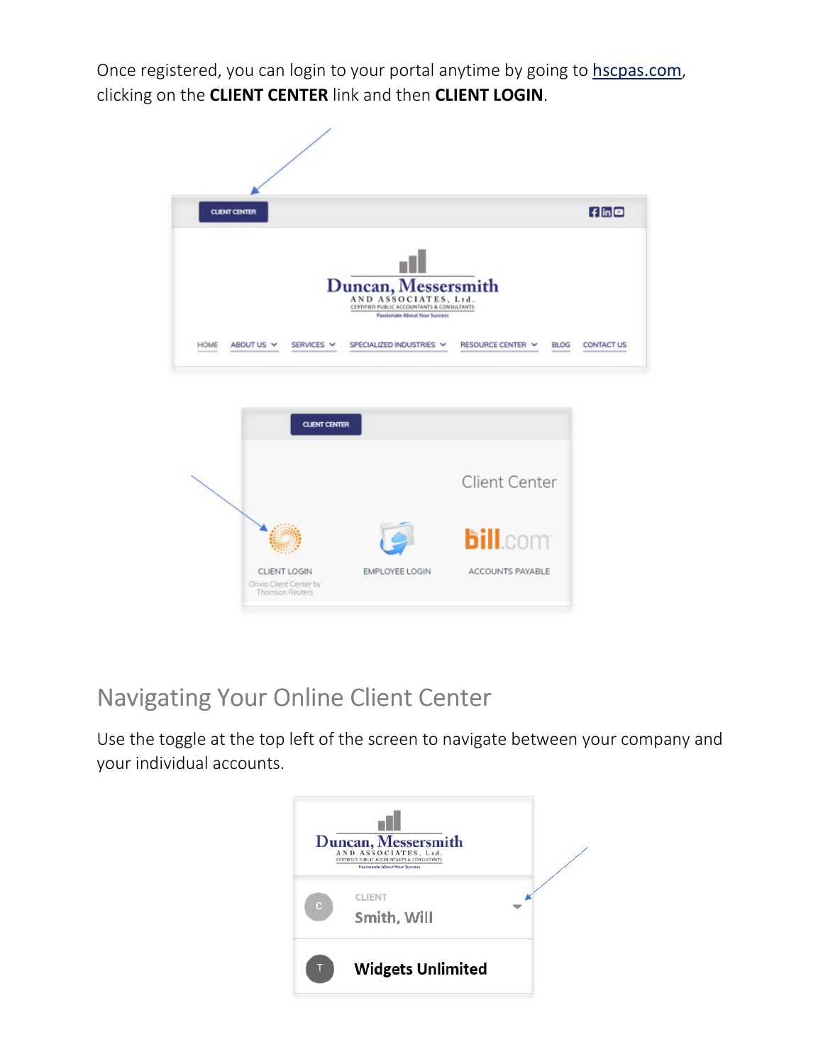Once registered, you can login to your portal anytime by going to [hscpas.com](hscpas.com), clicking on the **CLIENT CENTER** link and then **CLIENT LOGIN**.

## Navigating Your Online Client Center

Use the toggle at the top left of the screen to navigate between your company and your individual accounts.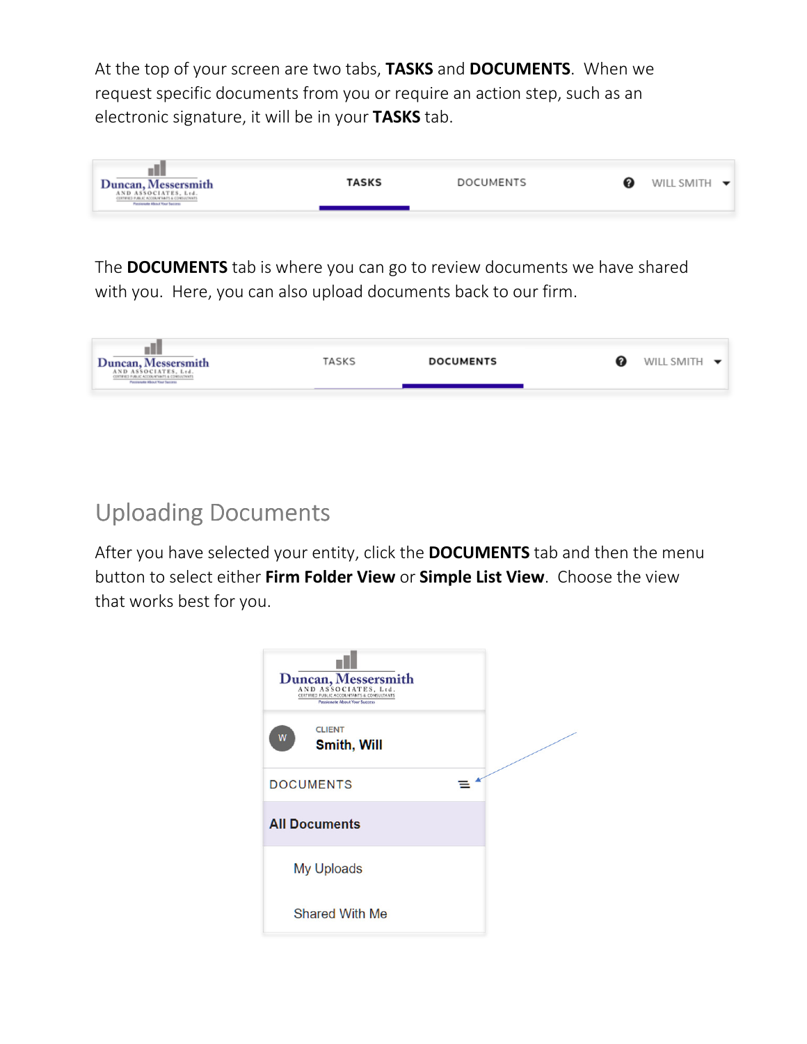At the top of your screen are two tabs, **TASKS** and **DOCUMENTS**. When we request specific documents from you or require an action step, such as an electronic signature, it will be in your **TASKS** tab.

The **DOCUMENTS** tab is where you can go to review documents we have shared with you. Here, you can also upload documents back to our firm.

## Uploading Documents

After you have selected your entity, click the **DOCUMENTS** tab and then the menu button to select either **Firm Folder View** or **Simple List View**. Choose the view that works best for you.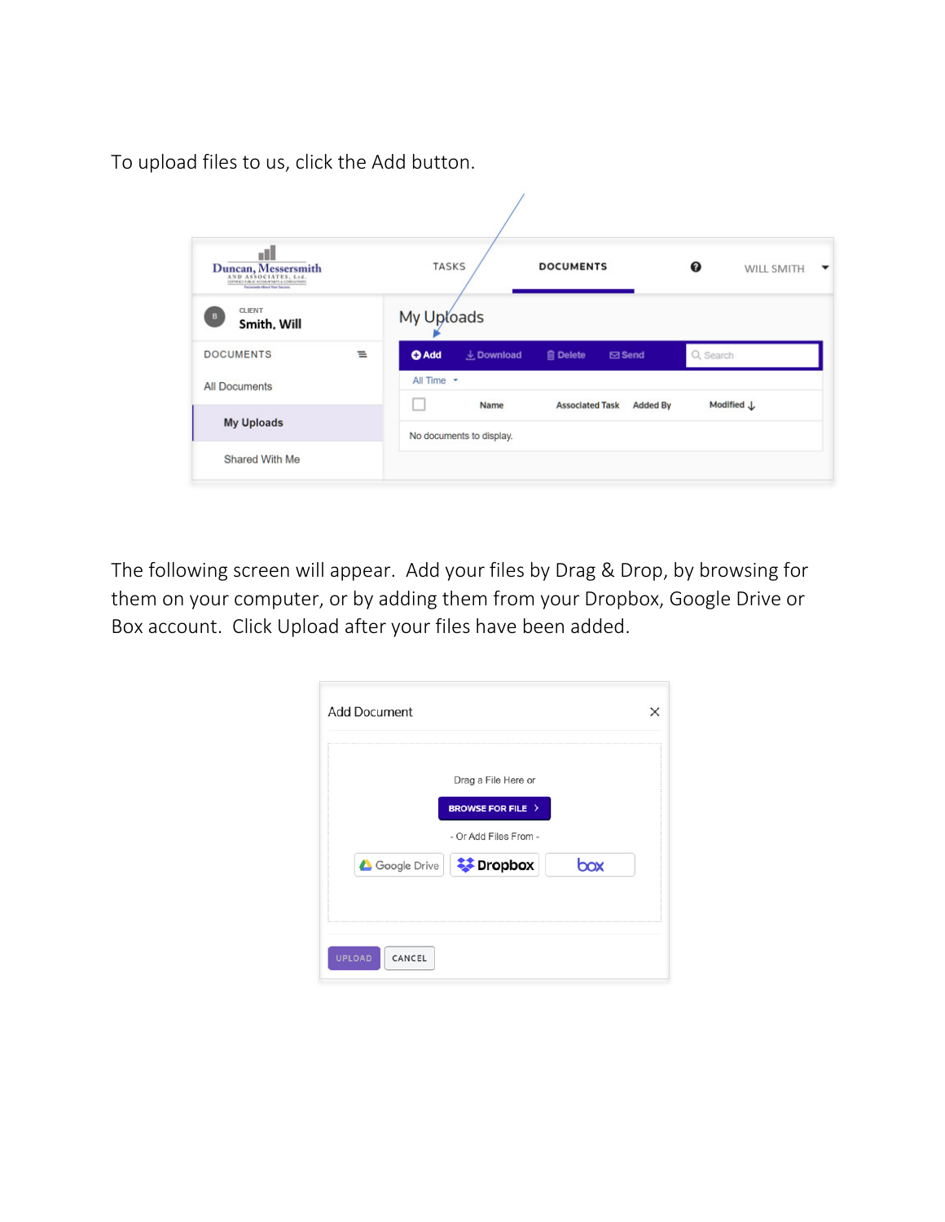To upload files to us, click the Add button.

The following screen will appear. Add your files by Drag & Drop, by browsing for them on your computer, or by adding them from your Dropbox, Google Drive or Box account. Click Upload after your files have been added.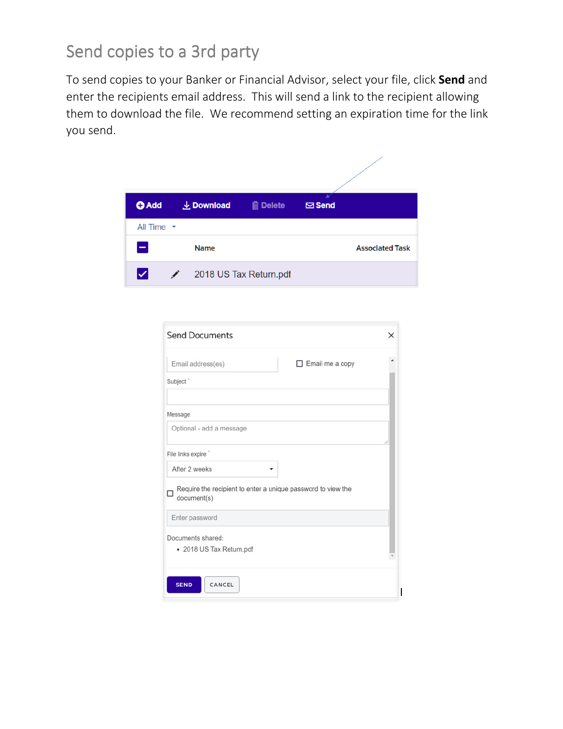# Send copies to a 3rd party

To send copies to your Banker or Financial Advisor, select your file, click **Send** and enter the recipients email address. This will send a link to the recipient allowing them to download the file. We recommend setting an expiration time for the link you send.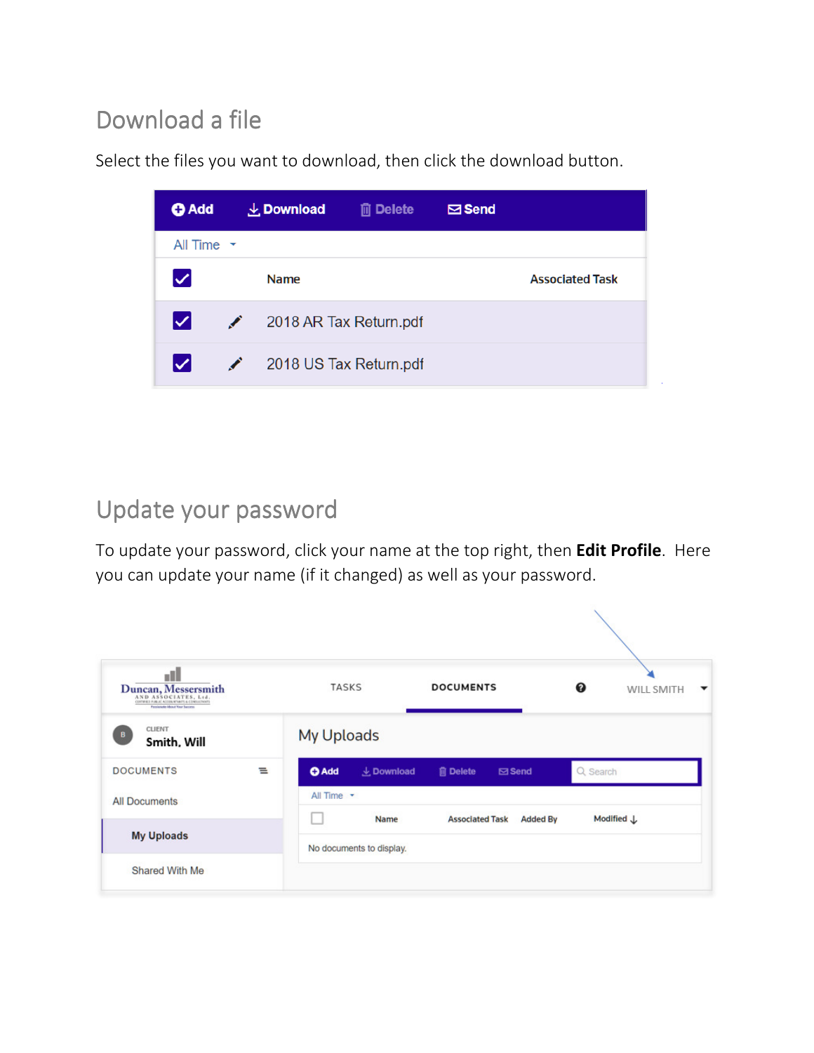## Download a file

Select the files you want to download, then click the download button.

## Update your password

To update your password, click your name at the top right, then **Edit Profile**. Here you can update your name (if it changed) as well as your password.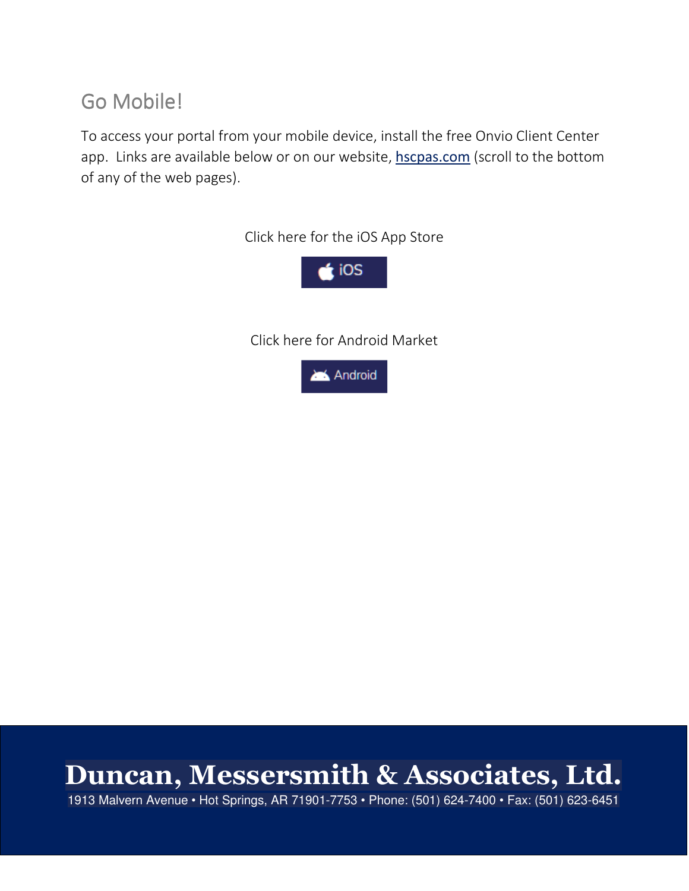## Go Mobile!

To access your portal from your mobile device, install the free Onvio Client Center app. Links are available below or on our website, hscpas.com (scroll to the bottom of any of the web pages).

Click here for the iOS App Store

iOS

Click here for Android Market

Android

**Duncan, Messersmith & Associates, Ltd.**

1913 Malvern Avenue • Hot Springs, AR 71901-7753 • Phone: (501) 624-7400 • Fax: (501) 623-6451